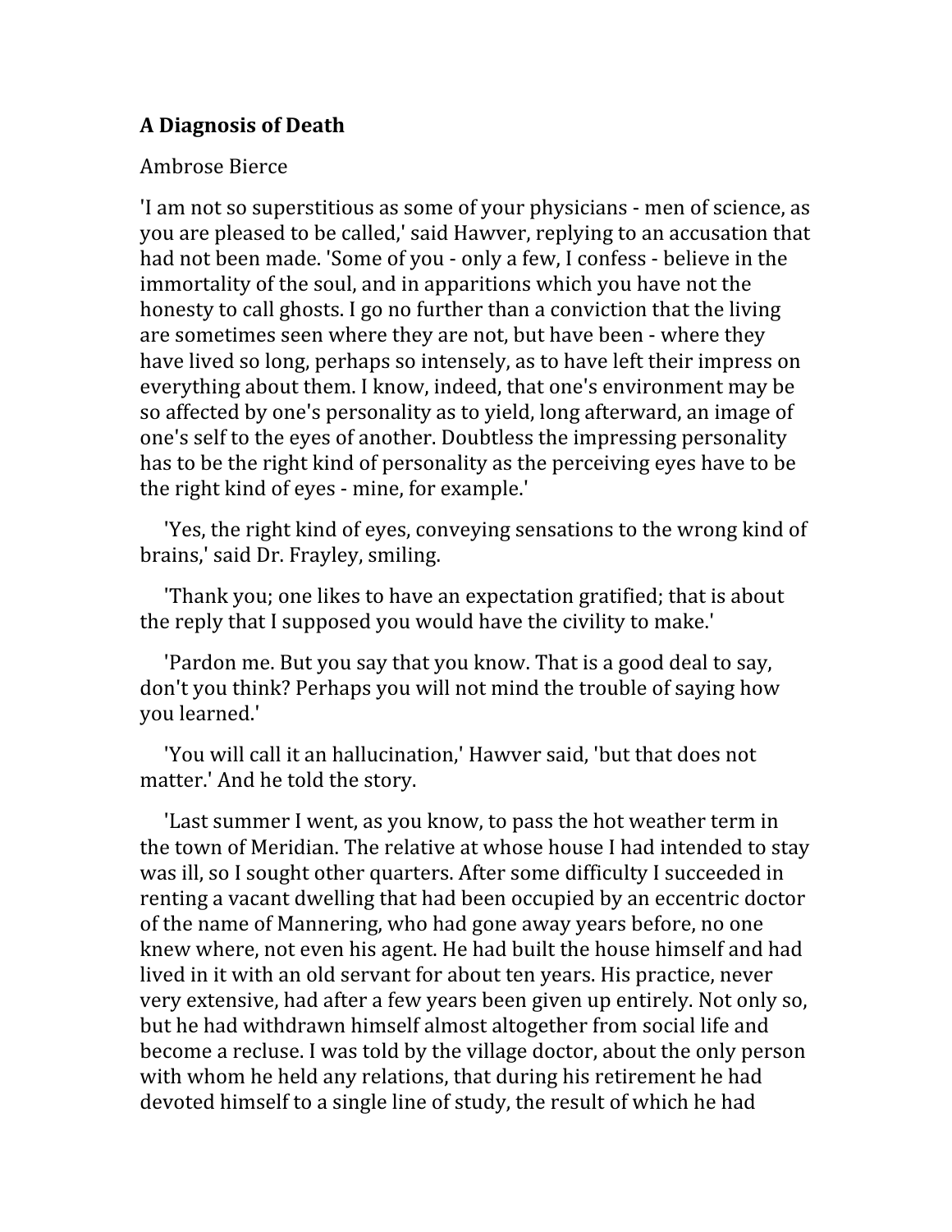**A Diagnosis of Death**

Ambrose Bierce

'I am not so superstitious as some of your physicians - men of science, as you are pleased to be called,' said Hawver, replying to an accusation that had not been made. 'Some of you - only a few, I confess - believe in the immortality of the soul, and in apparitions which you have not the honesty to call ghosts. I go no further than a conviction that the living are sometimes seen where they are not, but have been - where they have lived so long, perhaps so intensely, as to have left their impress on everything about them. I know, indeed, that one's environment may be so affected by one's personality as to yield, long afterward, an image of one's self to the eyes of another. Doubtless the impressing personality has to be the right kind of personality as the perceiving eyes have to be the right kind of eyes - mine, for example.'

'Yes, the right kind of eyes, conveying sensations to the wrong kind of brains,' said Dr. Frayley, smiling.

'Thank you; one likes to have an expectation gratified; that is about the reply that I supposed you would have the civility to make.'

'Pardon me. But you say that you know. That is a good deal to say, don't you think? Perhaps you will not mind the trouble of saying how you learned.'

'You will call it an hallucination,' Hawver said, 'but that does not matter.' And he told the story.

'Last summer I went, as you know, to pass the hot weather term in the town of Meridian. The relative at whose house I had intended to stay was ill, so I sought other quarters. After some difficulty I succeeded in renting a vacant dwelling that had been occupied by an eccentric doctor of the name of Mannering, who had gone away years before, no one knew where, not even his agent. He had built the house himself and had lived in it with an old servant for about ten years. His practice, never very extensive, had after a few years been given up entirely. Not only so, but he had withdrawn himself almost altogether from social life and become a recluse. I was told by the village doctor, about the only person with whom he held any relations, that during his retirement he had devoted himself to a single line of study, the result of which he had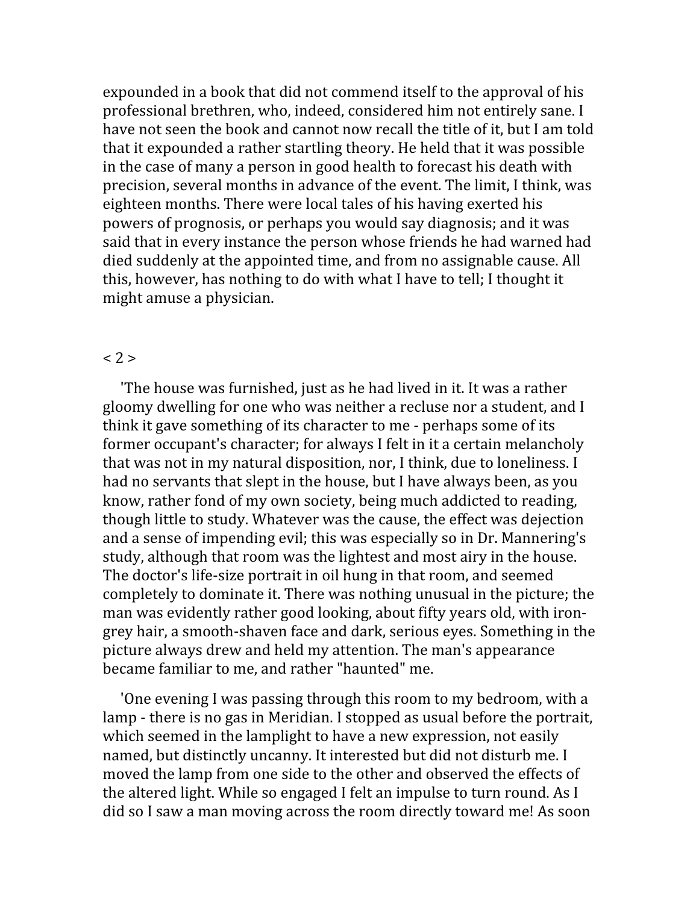expounded in a book that did not commend itself to the approval of his professional brethren, who, indeed, considered him not entirely sane. I have not seen the book and cannot now recall the title of it, but I am told that it expounded a rather startling theory. He held that it was possible in the case of many a person in good health to forecast his death with precision, several months in advance of the event. The limit, I think, was eighteen months. There were local tales of his having exerted his powers of prognosis, or perhaps you would say diagnosis; and it was said that in every instance the person whose friends he had warned had died suddenly at the appointed time, and from no assignable cause. All this, however, has nothing to do with what I have to tell; I thought it might amuse a physician.

< 2 >

'The house was furnished, just as he had lived in it. It was a rather gloomy dwelling for one who was neither a recluse nor a student, and I think it gave something of its character to me - perhaps some of its former occupant's character; for always I felt in it a certain melancholy that was not in my natural disposition, nor, I think, due to loneliness. I had no servants that slept in the house, but I have always been, as you know, rather fond of my own society, being much addicted to reading, though little to study. Whatever was the cause, the effect was dejection and a sense of impending evil; this was especially so in Dr. Mannering's study, although that room was the lightest and most airy in the house. The doctor's life-size portrait in oil hung in that room, and seemed completely to dominate it. There was nothing unusual in the picture; the man was evidently rather good looking, about fifty years old, with iron-grey hair, a smooth-shaven face and dark, serious eyes. Something in the picture always drew and held my attention. The man's appearance became familiar to me, and rather "haunted" me.

'One evening I was passing through this room to my bedroom, with a lamp - there is no gas in Meridian. I stopped as usual before the portrait, which seemed in the lamplight to have a new expression, not easily named, but distinctly uncanny. It interested but did not disturb me. I moved the lamp from one side to the other and observed the effects of the altered light. While so engaged I felt an impulse to turn round. As I did so I saw a man moving across the room directly toward me! As soon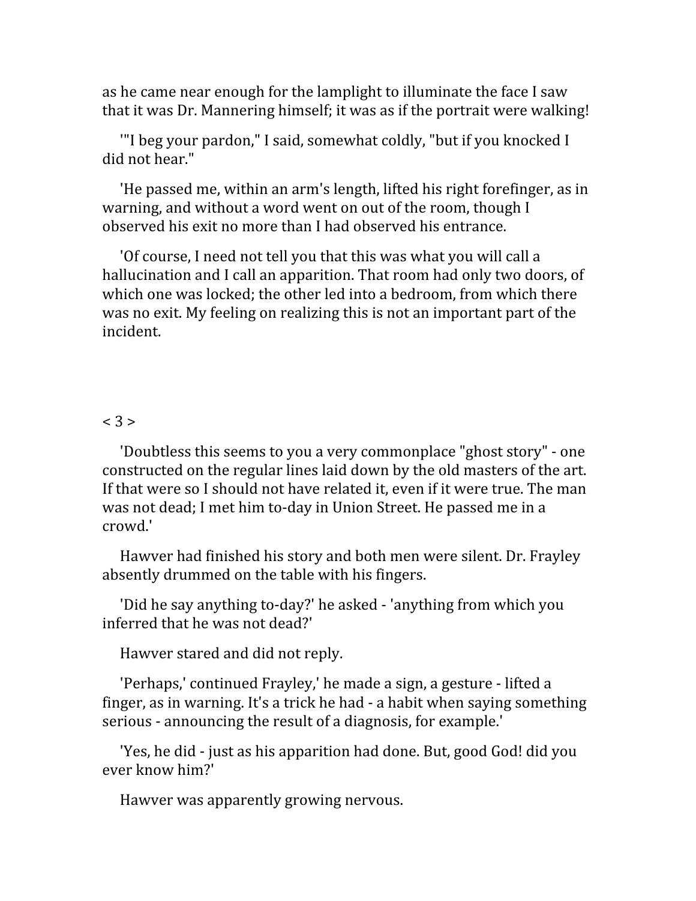as he came near enough for the lamplight to illuminate the face I saw that it was Dr. Mannering himself; it was as if the portrait were walking!

'"I beg your pardon," I said, somewhat coldly, "but if you knocked I did not hear."

'He passed me, within an arm's length, lifted his right forefinger, as in warning, and without a word went on out of the room, though I observed his exit no more than I had observed his entrance.

'Of course, I need not tell you that this was what you will call a hallucination and I call an apparition. That room had only two doors, of which one was locked; the other led into a bedroom, from which there was no exit. My feeling on realizing this is not an important part of the incident.

< 3 >

'Doubtless this seems to you a very commonplace "ghost story" - one constructed on the regular lines laid down by the old masters of the art. If that were so I should not have related it, even if it were true. The man was not dead; I met him to-day in Union Street. He passed me in a crowd.'

Hawver had finished his story and both men were silent. Dr. Frayley absently drummed on the table with his fingers.

'Did he say anything to-day?' he asked - 'anything from which you inferred that he was not dead?'

Hawver stared and did not reply.

'Perhaps,' continued Frayley,' he made a sign, a gesture - lifted a finger, as in warning. It's a trick he had - a habit when saying something serious - announcing the result of a diagnosis, for example.'

'Yes, he did - just as his apparition had done. But, good God! did you ever know him?'

Hawver was apparently growing nervous.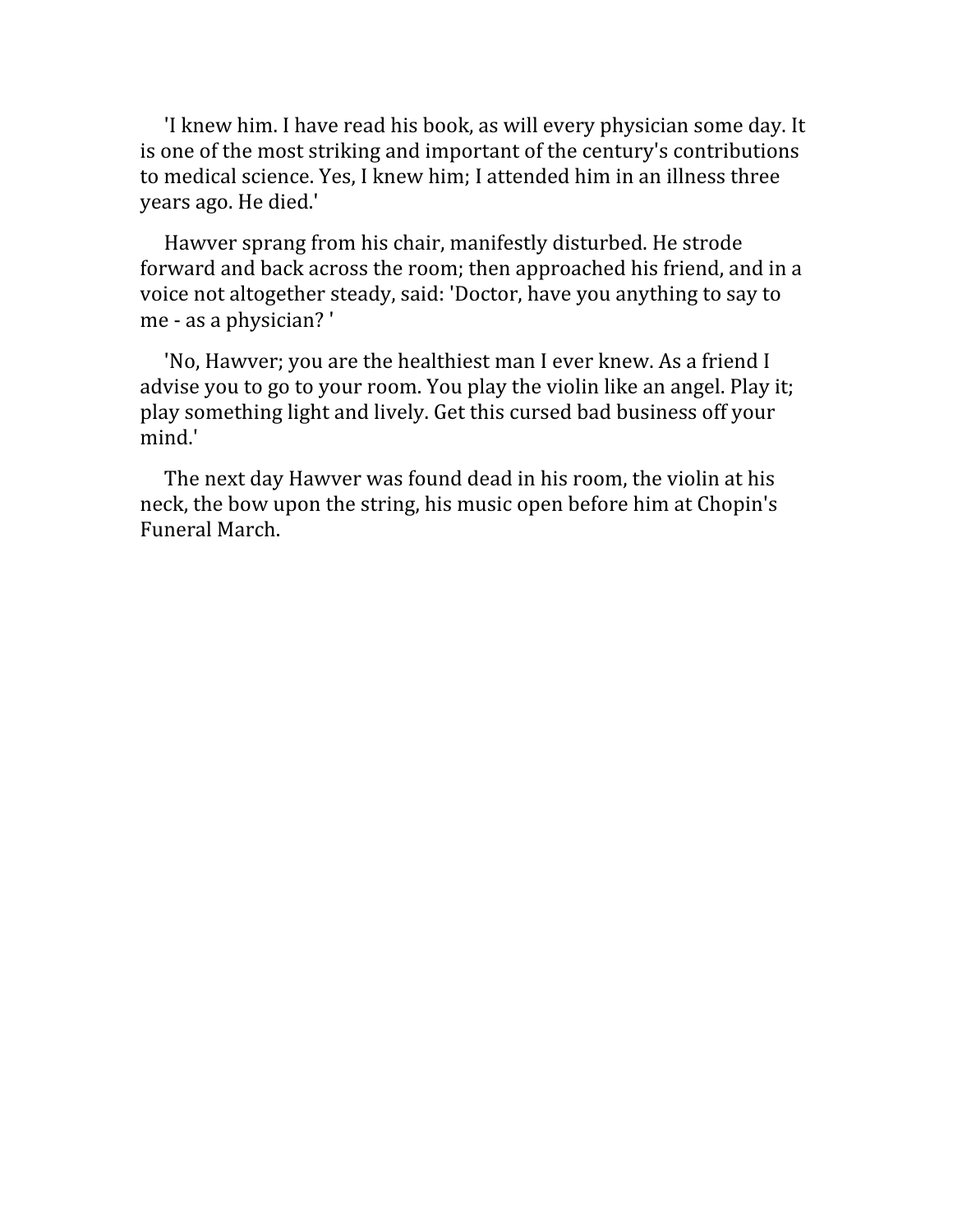'I knew him. I have read his book, as will every physician some day. It is one of the most striking and important of the century's contributions to medical science. Yes, I knew him; I attended him in an illness three years ago. He died.'

Hawver sprang from his chair, manifestly disturbed. He strode forward and back across the room; then approached his friend, and in a voice not altogether steady, said: 'Doctor, have you anything to say to me - as a physician? '

'No, Hawver; you are the healthiest man I ever knew. As a friend I advise you to go to your room. You play the violin like an angel. Play it; play something light and lively. Get this cursed bad business off your mind.'

The next day Hawver was found dead in his room, the violin at his neck, the bow upon the string, his music open before him at Chopin's Funeral March.